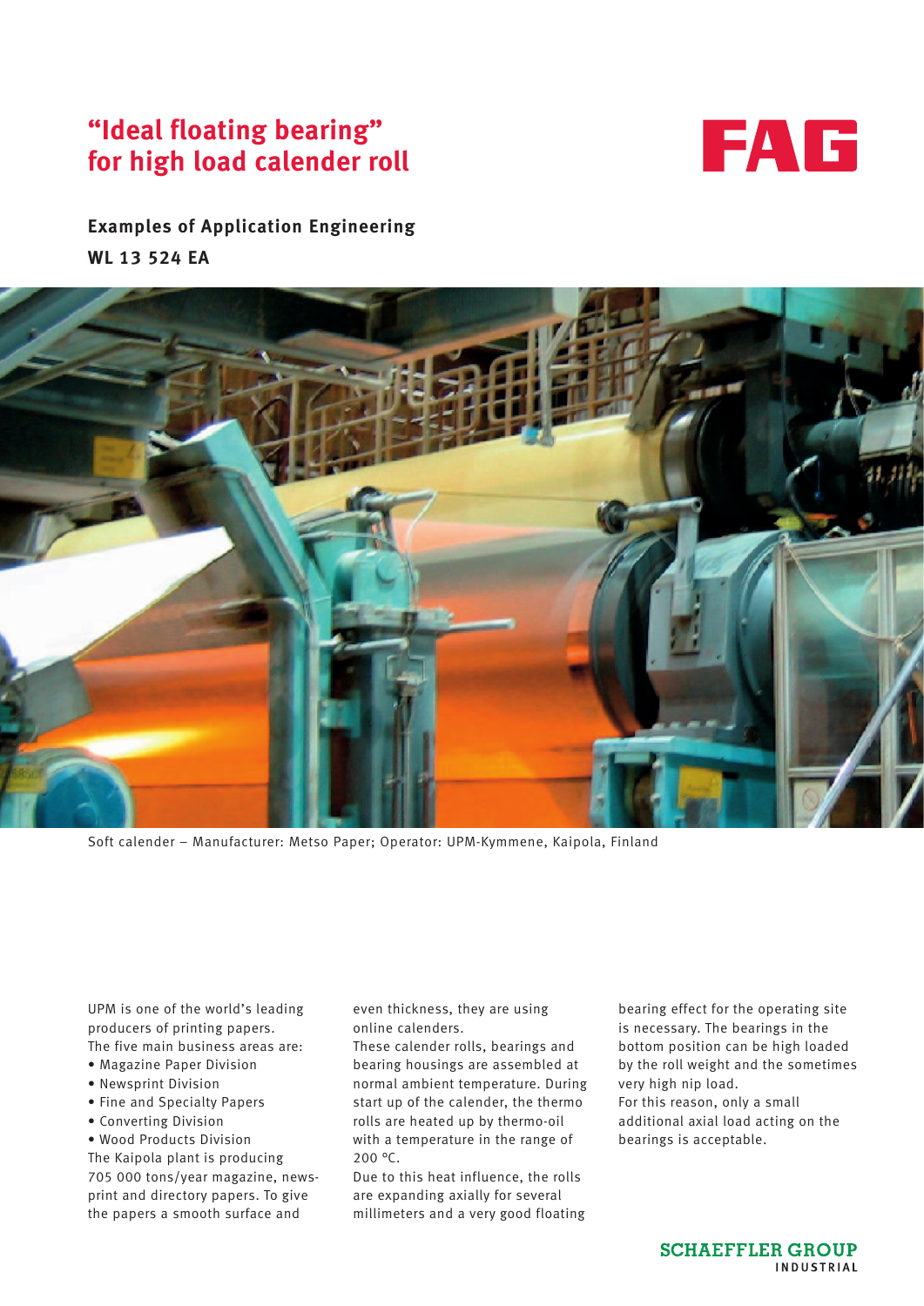# "Ideal floating bearing" for high load calender roll

FAG

**Examples of Application Engineering**

**WL 13 524 EA**

Soft calender – Manufacturer: Metso Paper; Operator: UPM-Kymmene, Kaipola, Finland

UPM is one of the world's leading producers of printing papers.
The five main business areas are:

- Magazine Paper Division
- Newsprint Division
- Fine and Specialty Papers
- Converting Division
- Wood Products Division

The Kaipola plant is producing 705 000 tons/year magazine, newsprint and directory papers. To give the papers a smooth surface and even thickness, they are using online calenders.
These calender rolls, bearings and bearing housings are assembled at normal ambient temperature. During start up of the calender, the thermo rolls are heated up by thermo-oil with a temperature in the range of 200 °C.
Due to this heat influence, the rolls are expanding axially for several millimeters and a very good floating bearing effect for the operating site is necessary. The bearings in the bottom position can be high loaded by the roll weight and the sometimes very high nip load.
For this reason, only a small additional axial load acting on the bearings is acceptable.

SCHAEFFLER GROUP INDUSTRIAL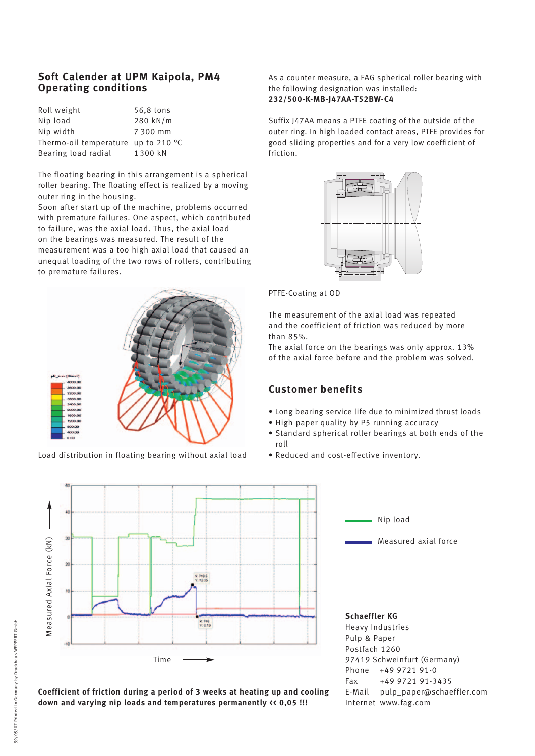## Soft Calender at UPM Kaipola, PM4
## Operating conditions

| | |
|---|---|
| Roll weight | 56,8 tons |
| Nip load | 280 kN/m |
| Nip width | 7 300 mm |
| Thermo-oil temperature | up to 210 °C |
| Bearing load radial | 1 300 kN |

The floating bearing in this arrangement is a spherical roller bearing. The floating effect is realized by a moving outer ring in the housing.
Soon after start up of the machine, problems occurred with premature failures. One aspect, which contributed to failure, was the axial load. Thus, the axial load on the bearings was measured. The result of the measurement was a too high axial load that caused an unequal loading of the two rows of rollers, contributing to premature failures.

pH_max [N/mm²]
4000.00
3600.00
3200.00
2800.00
2400.00
2000.00
1600.00
1200.00
800.00
400.00
0.00

Load distribution in floating bearing without axial load

As a counter measure, a FAG spherical roller bearing with the following designation was installed:
**232/500-K-MB-J47AA-T52BW-C4**

Suffix J47AA means a PTFE coating of the outside of the outer ring. In high loaded contact areas, PTFE provides for good sliding properties and for a very low coefficient of friction.

PTFE-Coating at OD

The measurement of the axial load was repeated and the coefficient of friction was reduced by more than 85%.
The axial force on the bearings was only approx. 13% of the axial force before and the problem was solved.

## Customer benefits

- Long bearing service life due to minimized thrust loads
- High paper quality by P5 running accuracy
- Standard spherical roller bearings at both ends of the roll
- Reduced and cost-effective inventory.

Measured Axial Force (kN)
50
40
30
20
10
0
-10
Time
X: 718.5
Y: 12.35
X: 741
Y: 0.19

Nip load
Measured axial force

**Coefficient of friction during a period of 3 weeks at heating up and cooling down and varying nip loads and temperatures permanently << 0,05 !!!**

**Schaeffler KG**
Heavy Industries
Pulp & Paper
Postfach 1260
97419 Schweinfurt (Germany)
Phone +49 9721 91-0
Fax +49 9721 91-3435
E-Mail pulp_paper@schaeffler.com
Internet www.fag.com

99/05/07 Printed in Germany by Druckhaus WEPPERT GmbH